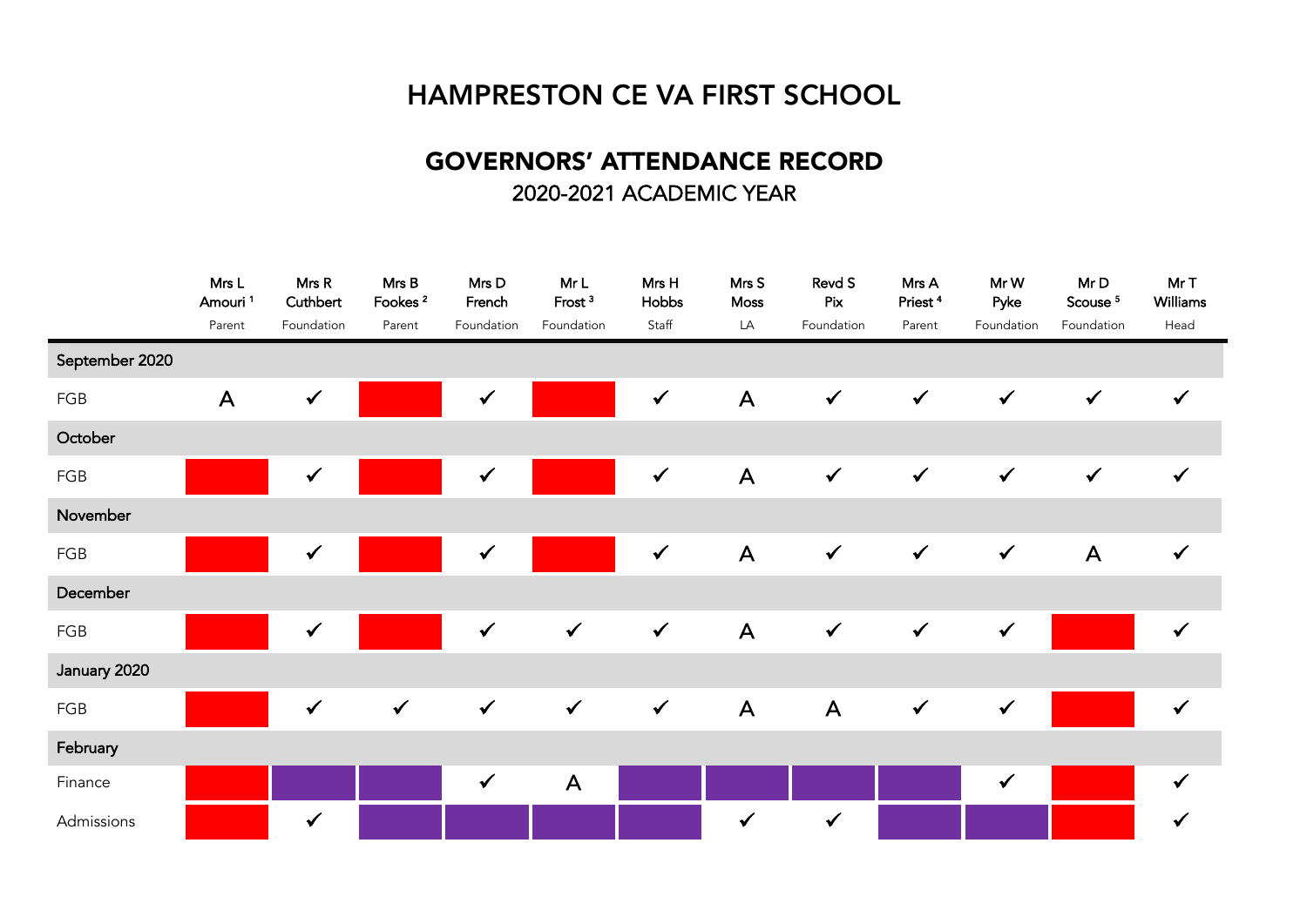# HAMPRESTON CE VA FIRST SCHOOL

## GOVERNORS' ATTENDANCE RECORD

2020-2021 ACADEMIC YEAR

| | Mrs L Amouri [1] Parent | Mrs R Cuthbert Foundation | Mrs B Fookes [2] Parent | Mrs D French Foundation | Mr L Frost [3] Foundation | Mrs H Hobbs Staff | Mrs S Moss LA | Revd S Pix Foundation | Mrs A Priest [4] Parent | Mr W Pyke Foundation | Mr D Scouse [5] Foundation | Mr T Williams Head |
|---|---|---|---|---|---|---|---|---|---|---|---|---|
| **September 2020** | | | | | | | | | | | | |
| FGB | A | ✓ | | ✓ | | ✓ | A | ✓ | ✓ | ✓ | ✓ | ✓ |
| **October** | | | | | | | | | | | | |
| FGB | | ✓ | | ✓ | | ✓ | A | ✓ | ✓ | ✓ | ✓ | ✓ |
| **November** | | | | | | | | | | | | |
| FGB | | ✓ | | ✓ | | ✓ | A | ✓ | ✓ | ✓ | A | ✓ |
| **December** | | | | | | | | | | | | |
| FGB | | ✓ | | ✓ | ✓ | ✓ | A | ✓ | ✓ | ✓ | | ✓ |
| **January 2020** | | | | | | | | | | | | |
| FGB | | ✓ | ✓ | ✓ | ✓ | ✓ | A | A | ✓ | ✓ | | ✓ |
| **February** | | | | | | | | | | | | |
| Finance | | | | ✓ | A | | | | | ✓ | | ✓ |
| Admissions | | ✓ | | | | | ✓ | ✓ | | | | ✓ |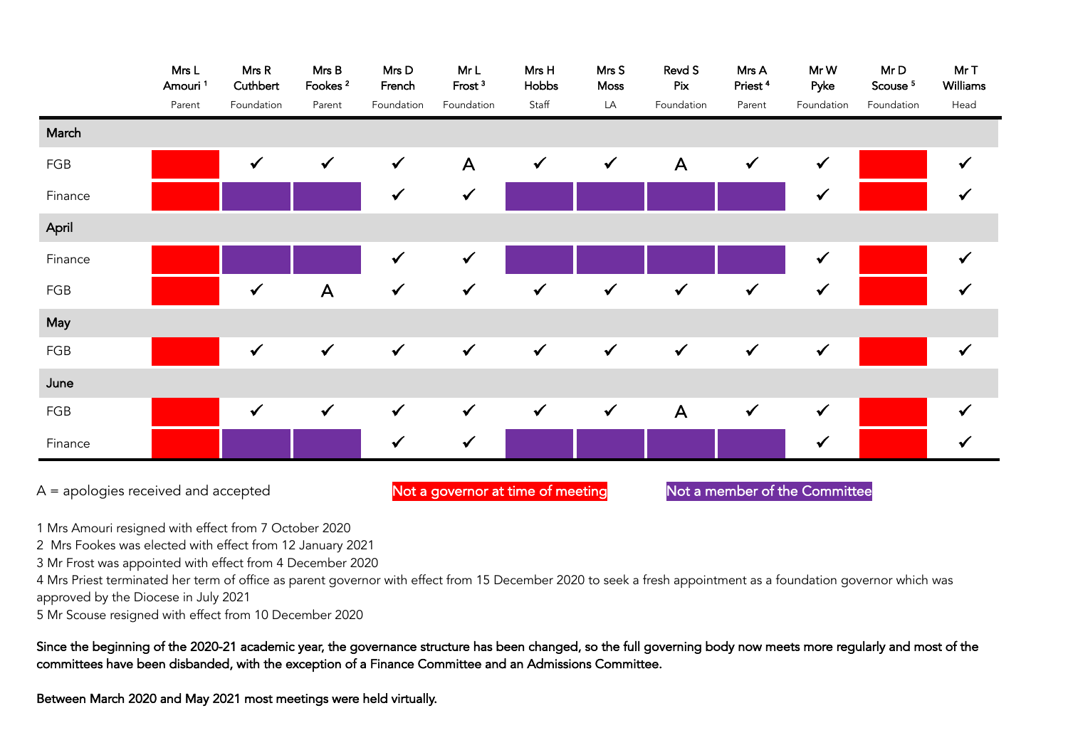| | Mrs L Amouri [1] Parent | Mrs R Cuthbert Foundation | Mrs B Fookes [2] Parent | Mrs D French Foundation | Mr L Frost [3] Foundation | Mrs H Hobbs Staff | Mrs S Moss LA | Revd S Pix Foundation | Mrs A Priest [4] Parent | Mr W Pyke Foundation | Mr D Scouse [5] Foundation | Mr T Williams Head |
|---|---|---|---|---|---|---|---|---|---|---|---|---|
| **March** | | | | | | | | | | | | |
| FGB | | ✓ | ✓ | ✓ | A | ✓ | ✓ | A | ✓ | ✓ | | ✓ |
| Finance | | | | ✓ | ✓ | | | | | ✓ | | ✓ |
| **April** | | | | | | | | | | | | |
| Finance | | | | ✓ | ✓ | | | | | ✓ | | ✓ |
| FGB | | ✓ | A | ✓ | ✓ | ✓ | ✓ | ✓ | ✓ | ✓ | | ✓ |
| **May** | | | | | | | | | | | | |
| FGB | | ✓ | ✓ | ✓ | ✓ | ✓ | ✓ | ✓ | ✓ | ✓ | | ✓ |
| **June** | | | | | | | | | | | | |
| FGB | | ✓ | ✓ | ✓ | ✓ | ✓ | ✓ | A | ✓ | ✓ | | ✓ |
| Finance | | | | ✓ | ✓ | | | | | ✓ | | ✓ |

A = apologies received and accepted

Not a governor at time of meeting

Not a member of the Committee

1 Mrs Amouri resigned with effect from 7 October 2020

2 Mrs Fookes was elected with effect from 12 January 2021

3 Mr Frost was appointed with effect from 4 December 2020

4 Mrs Priest terminated her term of office as parent governor with effect from 15 December 2020 to seek a fresh appointment as a foundation governor which was approved by the Diocese in July 2021

5 Mr Scouse resigned with effect from 10 December 2020

**Since the beginning of the 2020-21 academic year, the governance structure has been changed, so the full governing body now meets more regularly and most of the committees have been disbanded, with the exception of a Finance Committee and an Admissions Committee.**

**Between March 2020 and May 2021 most meetings were held virtually.**